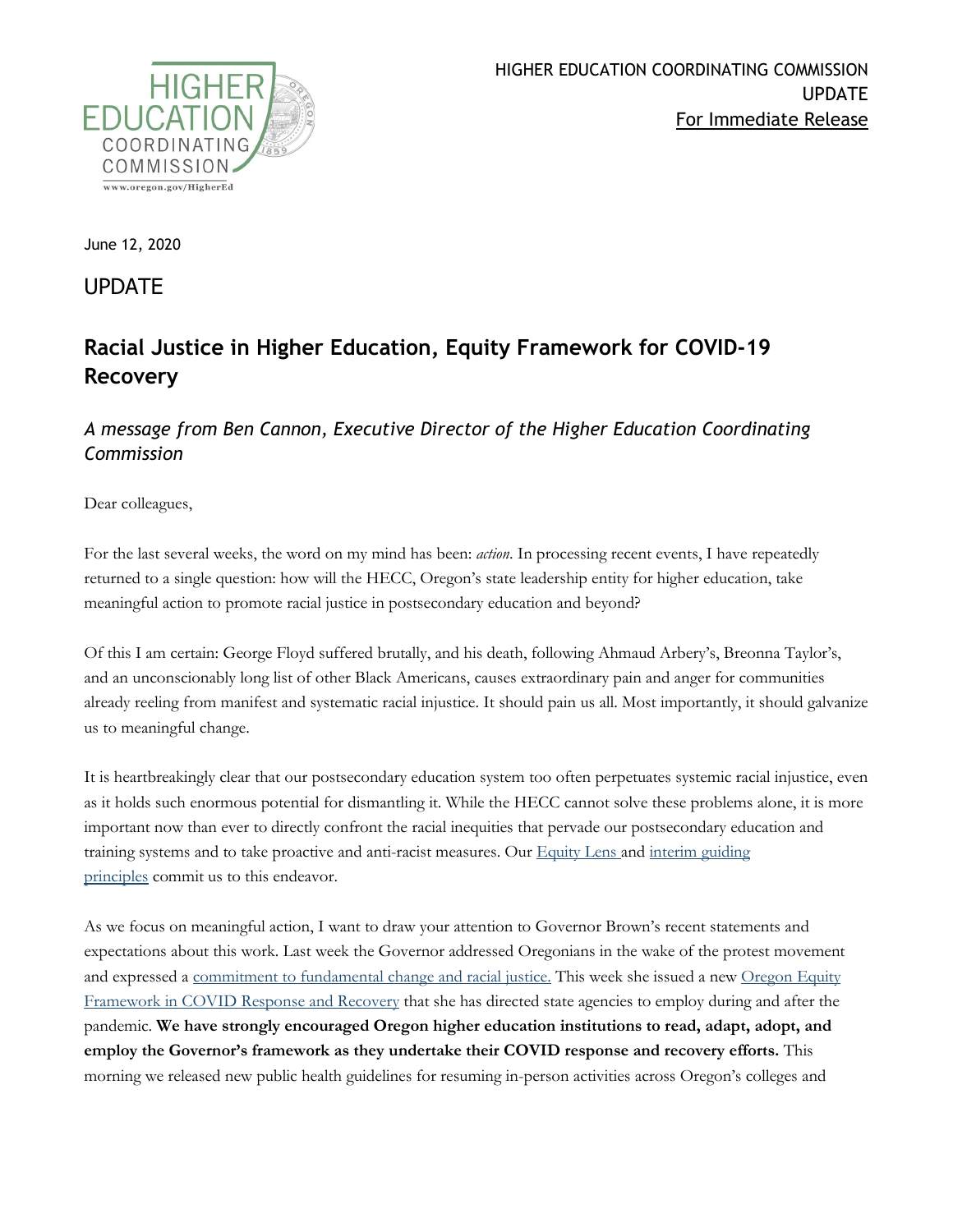HIGHER EDUCATION COORDINATING COMMISSION
UPDATE
For Immediate Release

June 12, 2020

## UPDATE

# Racial Justice in Higher Education, Equity Framework for COVID-19 Recovery

### *A message from Ben Cannon, Executive Director of the Higher Education Coordinating Commission*

Dear colleagues,

For the last several weeks, the word on my mind has been: *action*. In processing recent events, I have repeatedly returned to a single question: how will the HECC, Oregon's state leadership entity for higher education, take meaningful action to promote racial justice in postsecondary education and beyond?

Of this I am certain: George Floyd suffered brutally, and his death, following Ahmaud Arbery's, Breonna Taylor's, and an unconscionably long list of other Black Americans, causes extraordinary pain and anger for communities already reeling from manifest and systematic racial injustice. It should pain us all. Most importantly, it should galvanize us to meaningful change.

It is heartbreakingly clear that our postsecondary education system too often perpetuates systemic racial injustice, even as it holds such enormous potential for dismantling it. While the HECC cannot solve these problems alone, it is more important now than ever to directly confront the racial inequities that pervade our postsecondary education and training systems and to take proactive and anti-racist measures. Our Equity Lens and interim guiding principles commit us to this endeavor.

As we focus on meaningful action, I want to draw your attention to Governor Brown's recent statements and expectations about this work. Last week the Governor addressed Oregonians in the wake of the protest movement and expressed a commitment to fundamental change and racial justice. This week she issued a new Oregon Equity Framework in COVID Response and Recovery that she has directed state agencies to employ during and after the pandemic. **We have strongly encouraged Oregon higher education institutions to read, adapt, adopt, and employ the Governor's framework as they undertake their COVID response and recovery efforts.** This morning we released new public health guidelines for resuming in-person activities across Oregon's colleges and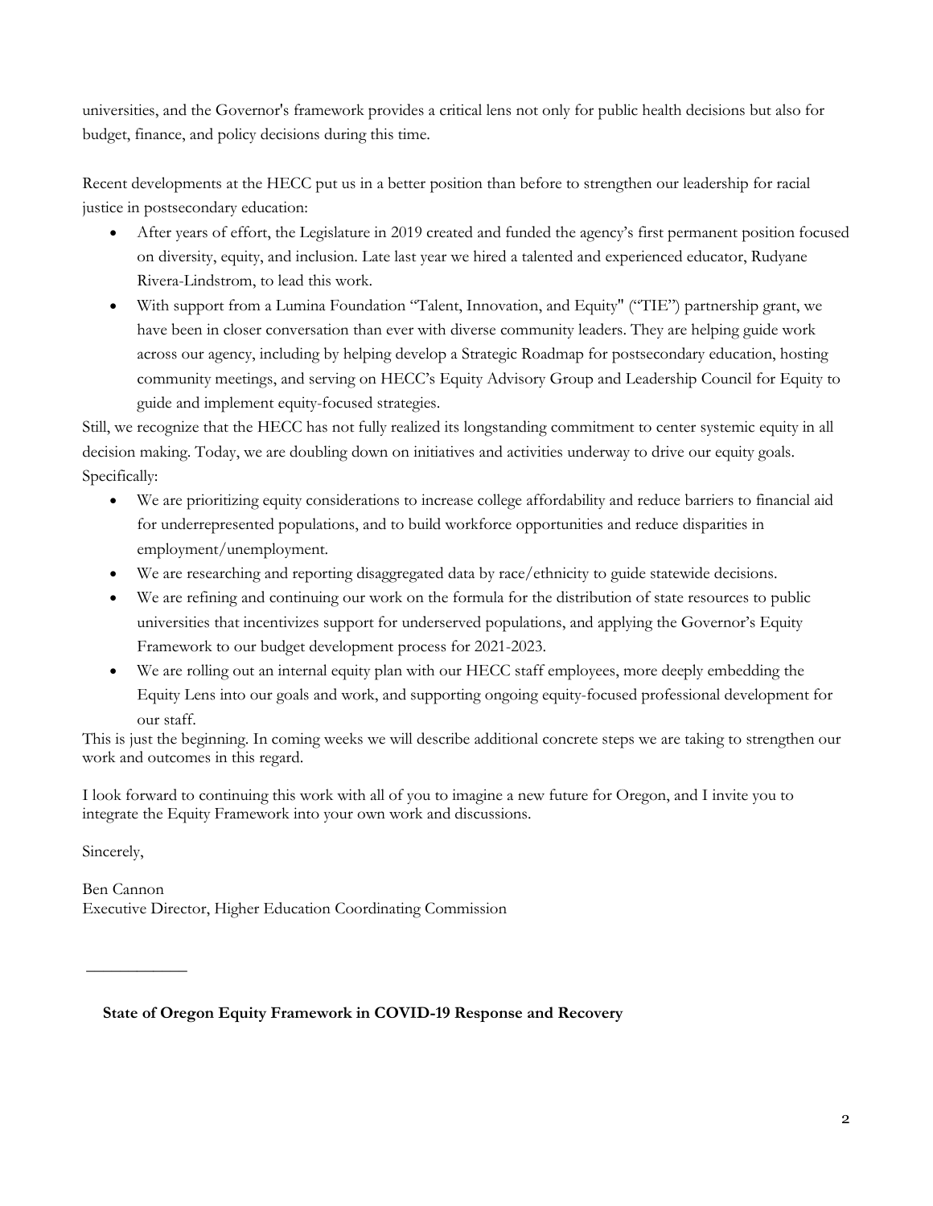universities, and the Governor's framework provides a critical lens not only for public health decisions but also for budget, finance, and policy decisions during this time.

Recent developments at the HECC put us in a better position than before to strengthen our leadership for racial justice in postsecondary education:

- After years of effort, the Legislature in 2019 created and funded the agency's first permanent position focused on diversity, equity, and inclusion. Late last year we hired a talented and experienced educator, Rudyane Rivera-Lindstrom, to lead this work.
- With support from a Lumina Foundation "Talent, Innovation, and Equity" ("TIE") partnership grant, we have been in closer conversation than ever with diverse community leaders. They are helping guide work across our agency, including by helping develop a Strategic Roadmap for postsecondary education, hosting community meetings, and serving on HECC's Equity Advisory Group and Leadership Council for Equity to guide and implement equity-focused strategies.

Still, we recognize that the HECC has not fully realized its longstanding commitment to center systemic equity in all decision making. Today, we are doubling down on initiatives and activities underway to drive our equity goals. Specifically:

- We are prioritizing equity considerations to increase college affordability and reduce barriers to financial aid for underrepresented populations, and to build workforce opportunities and reduce disparities in employment/unemployment.
- We are researching and reporting disaggregated data by race/ethnicity to guide statewide decisions.
- We are refining and continuing our work on the formula for the distribution of state resources to public universities that incentivizes support for underserved populations, and applying the Governor's Equity Framework to our budget development process for 2021-2023.
- We are rolling out an internal equity plan with our HECC staff employees, more deeply embedding the Equity Lens into our goals and work, and supporting ongoing equity-focused professional development for our staff.

This is just the beginning. In coming weeks we will describe additional concrete steps we are taking to strengthen our work and outcomes in this regard.

I look forward to continuing this work with all of you to imagine a new future for Oregon, and I invite you to integrate the Equity Framework into your own work and discussions.

Sincerely,

Ben Cannon
Executive Director, Higher Education Coordinating Commission

---

**State of Oregon Equity Framework in COVID-19 Response and Recovery**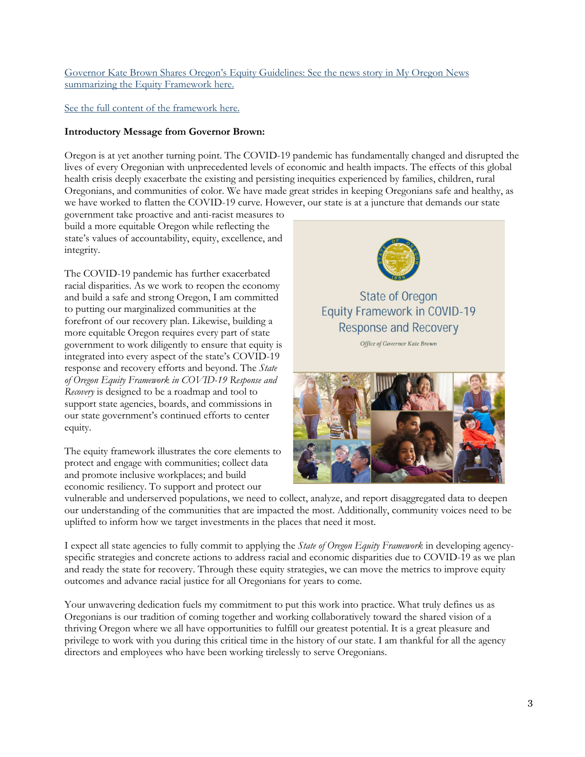Governor Kate Brown Shares Oregon's Equity Guidelines: See the news story in My Oregon News summarizing the Equity Framework here.

See the full content of the framework here.

**Introductory Message from Governor Brown:**

Oregon is at yet another turning point. The COVID-19 pandemic has fundamentally changed and disrupted the lives of every Oregonian with unprecedented levels of economic and health impacts. The effects of this global health crisis deeply exacerbate the existing and persisting inequities experienced by families, children, rural Oregonians, and communities of color. We have made great strides in keeping Oregonians safe and healthy, as we have worked to flatten the COVID-19 curve. However, our state is at a juncture that demands our state government take proactive and anti-racist measures to build a more equitable Oregon while reflecting the state's values of accountability, equity, excellence, and integrity.

The COVID-19 pandemic has further exacerbated racial disparities. As we work to reopen the economy and build a safe and strong Oregon, I am committed to putting our marginalized communities at the forefront of our recovery plan. Likewise, building a more equitable Oregon requires every part of state government to work diligently to ensure that equity is integrated into every aspect of the state's COVID-19 response and recovery efforts and beyond. The *State of Oregon Equity Framework in COVID-19 Response and Recovery* is designed to be a roadmap and tool to support state agencies, boards, and commissions in our state government's continued efforts to center equity.

State of Oregon
Equity Framework in COVID-19
Response and Recovery

*Office of Governor Kate Brown*

The equity framework illustrates the core elements to protect and engage with communities; collect data and promote inclusive workplaces; and build economic resiliency. To support and protect our vulnerable and underserved populations, we need to collect, analyze, and report disaggregated data to deepen our understanding of the communities that are impacted the most. Additionally, community voices need to be uplifted to inform how we target investments in the places that need it most.

I expect all state agencies to fully commit to applying the *State of Oregon Equity Framework* in developing agency-specific strategies and concrete actions to address racial and economic disparities due to COVID-19 as we plan and ready the state for recovery. Through these equity strategies, we can move the metrics to improve equity outcomes and advance racial justice for all Oregonians for years to come.

Your unwavering dedication fuels my commitment to put this work into practice. What truly defines us as Oregonians is our tradition of coming together and working collaboratively toward the shared vision of a thriving Oregon where we all have opportunities to fulfill our greatest potential. It is a great pleasure and privilege to work with you during this critical time in the history of our state. I am thankful for all the agency directors and employees who have been working tirelessly to serve Oregonians.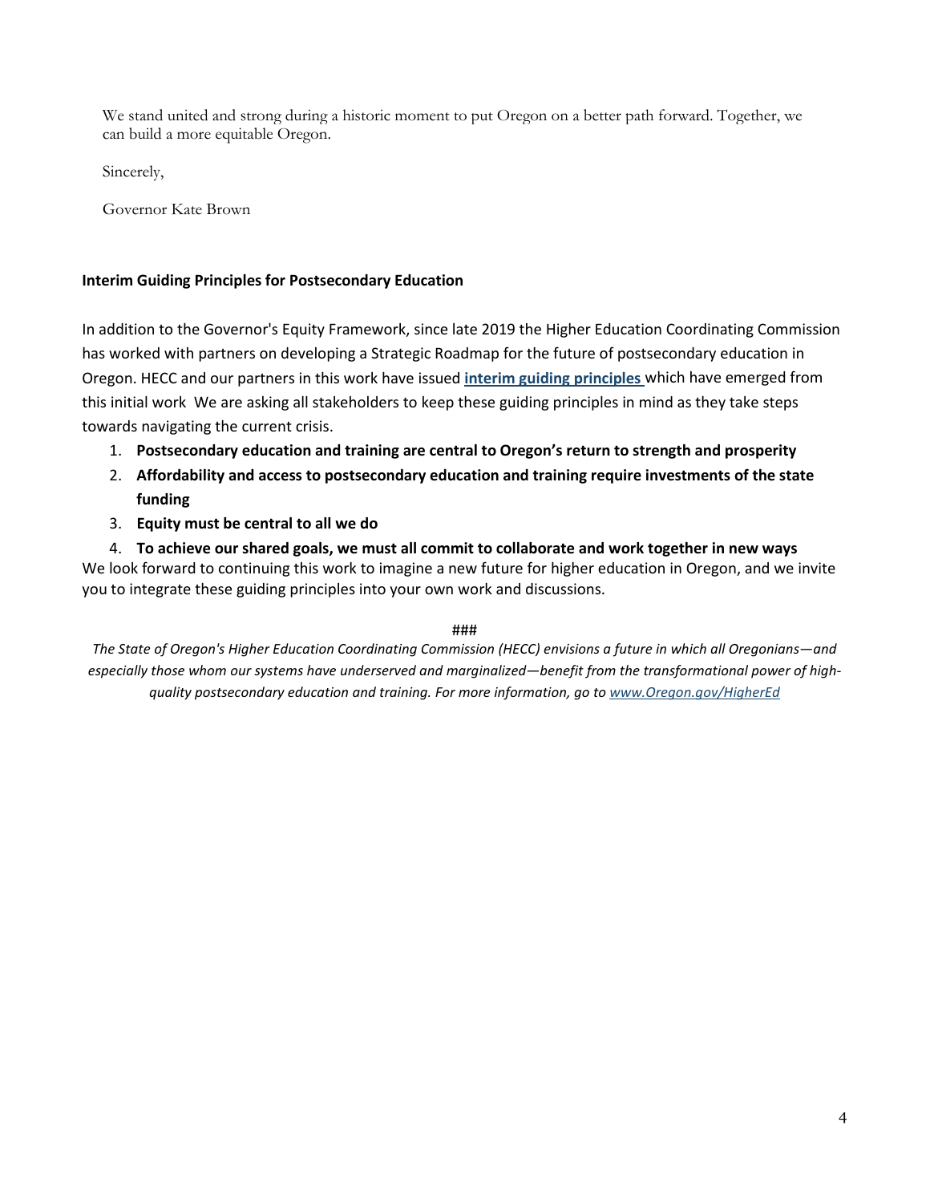We stand united and strong during a historic moment to put Oregon on a better path forward. Together, we can build a more equitable Oregon.

Sincerely,

Governor Kate Brown

**Interim Guiding Principles for Postsecondary Education**

In addition to the Governor's Equity Framework, since late 2019 the Higher Education Coordinating Commission has worked with partners on developing a Strategic Roadmap for the future of postsecondary education in Oregon. HECC and our partners in this work have issued **interim guiding principles** which have emerged from this initial work We are asking all stakeholders to keep these guiding principles in mind as they take steps towards navigating the current crisis.

1. **Postsecondary education and training are central to Oregon's return to strength and prosperity**
2. **Affordability and access to postsecondary education and training require investments of the state funding**
3. **Equity must be central to all we do**
4. **To achieve our shared goals, we must all commit to collaborate and work together in new ways**

We look forward to continuing this work to imagine a new future for higher education in Oregon, and we invite you to integrate these guiding principles into your own work and discussions.

###

*The State of Oregon's Higher Education Coordinating Commission (HECC) envisions a future in which all Oregonians—and especially those whom our systems have underserved and marginalized—benefit from the transformational power of high-quality postsecondary education and training. For more information, go to www.Oregon.gov/HigherEd*